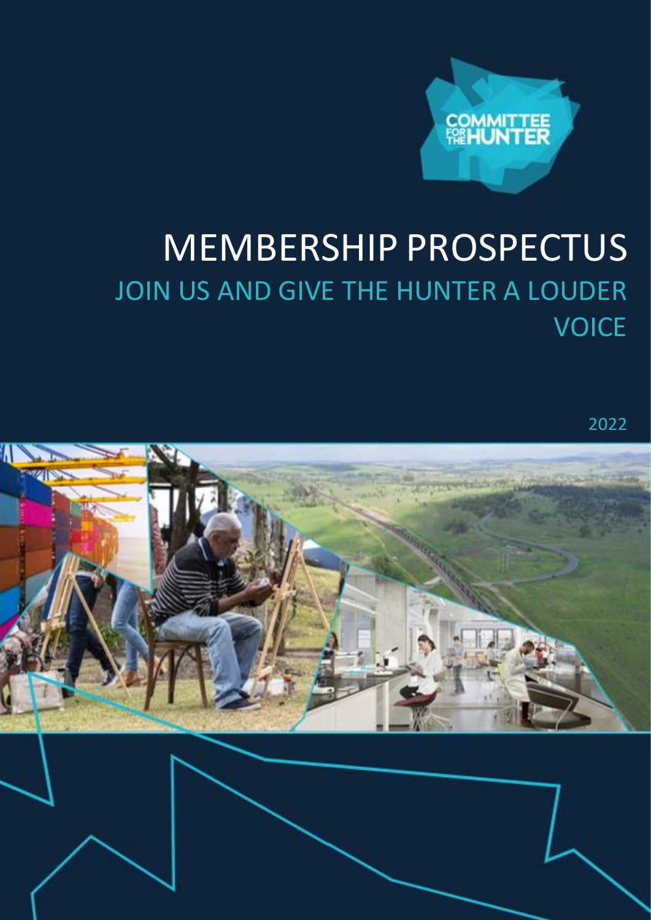COMMITTEE FOR THE HUNTER

# MEMBERSHIP PROSPECTUS

## JOIN US AND GIVE THE HUNTER A LOUDER VOICE

2022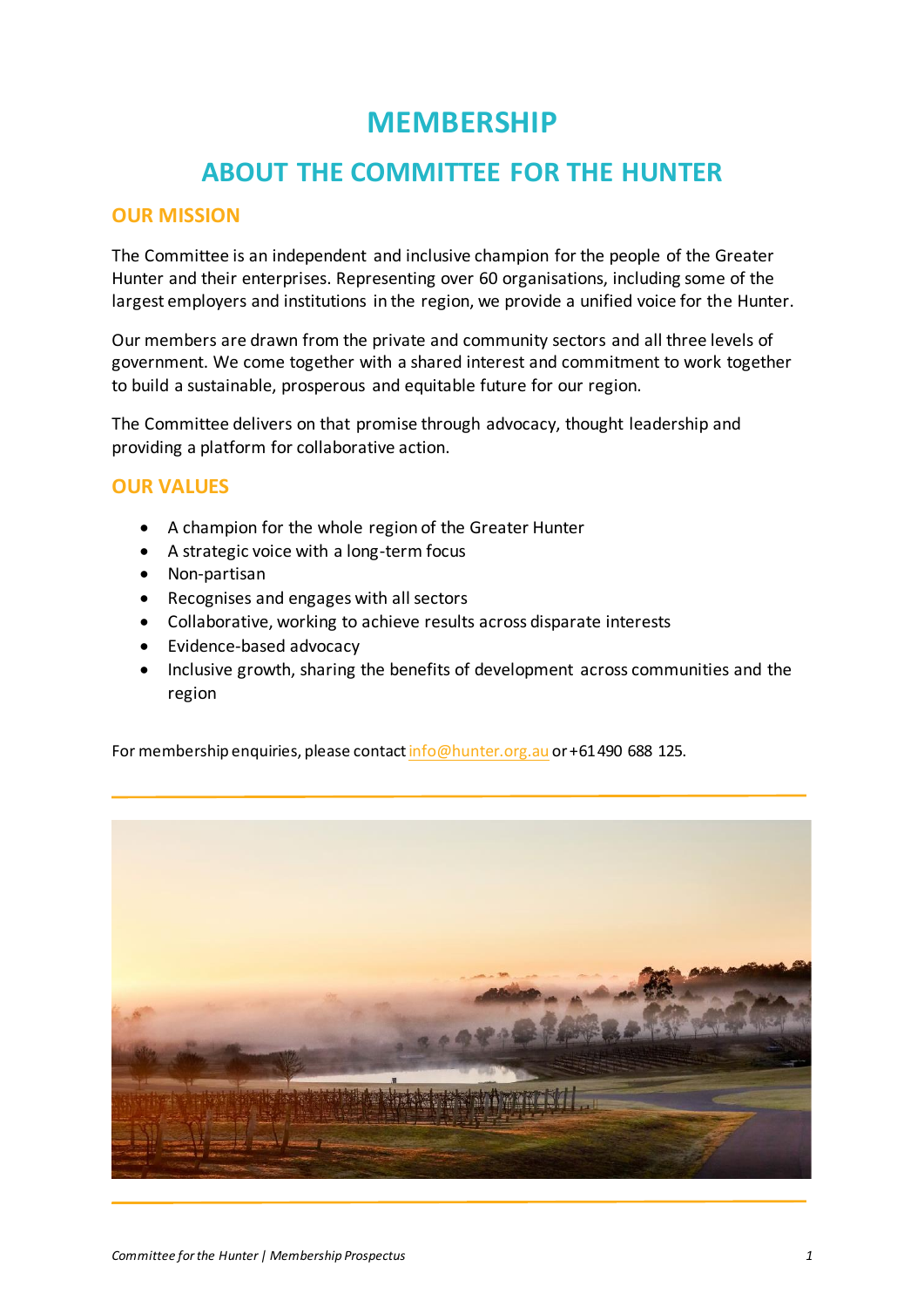# MEMBERSHIP

## ABOUT THE COMMITTEE FOR THE HUNTER

### OUR MISSION

The Committee is an independent and inclusive champion for the people of the Greater Hunter and their enterprises. Representing over 60 organisations, including some of the largest employers and institutions in the region, we provide a unified voice for the Hunter.

Our members are drawn from the private and community sectors and all three levels of government. We come together with a shared interest and commitment to work together to build a sustainable, prosperous and equitable future for our region.

The Committee delivers on that promise through advocacy, thought leadership and providing a platform for collaborative action.

### OUR VALUES

- A champion for the whole region of the Greater Hunter
- A strategic voice with a long-term focus
- Non-partisan
- Recognises and engages with all sectors
- Collaborative, working to achieve results across disparate interests
- Evidence-based advocacy
- Inclusive growth, sharing the benefits of development across communities and the region

For membership enquiries, please contact info@hunter.org.au or +61 490 688 125.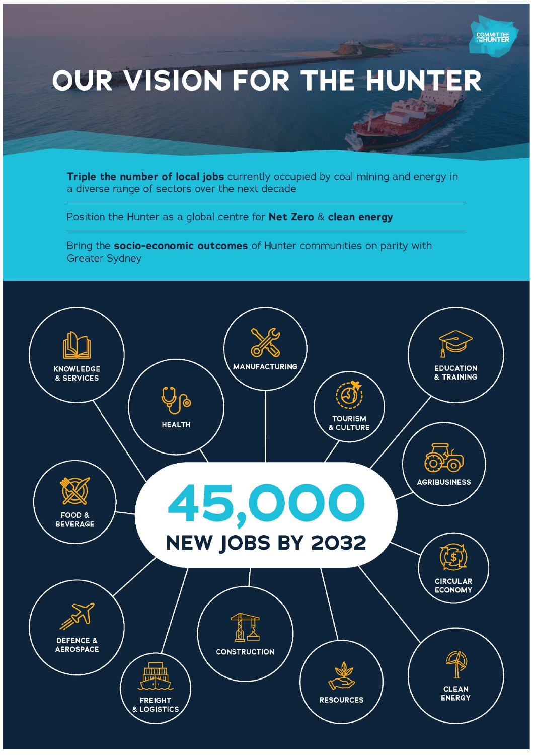# OUR VISION FOR THE HUNTER

**Triple the number of local jobs** currently occupied by coal mining and energy in a diverse range of sectors over the next decade

Position the Hunter as a global centre for **Net Zero** & **clean energy**

Bring the **socio-economic outcomes** of Hunter communities on parity with Greater Sydney

## 45,000 NEW JOBS BY 2032

- KNOWLEDGE & SERVICES
- HEALTH
- MANUFACTURING
- TOURISM & CULTURE
- EDUCATION & TRAINING
- AGRIBUSINESS
- FOOD & BEVERAGE
- CIRCULAR ECONOMY
- DEFENCE & AEROSPACE
- FREIGHT & LOGISTICS
- CONSTRUCTION
- RESOURCES
- CLEAN ENERGY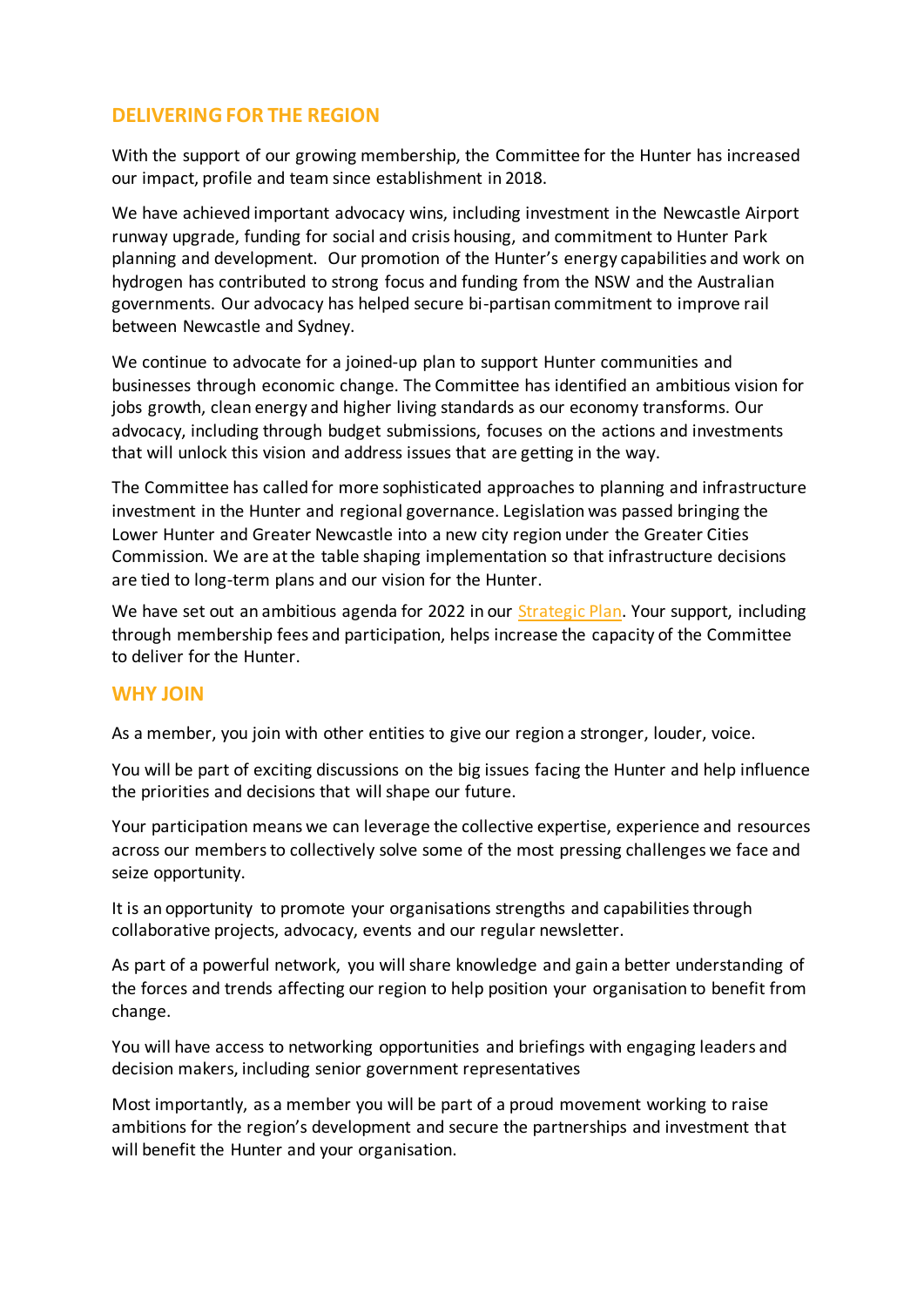## DELIVERING FOR THE REGION

With the support of our growing membership, the Committee for the Hunter has increased our impact, profile and team since establishment in 2018.

We have achieved important advocacy wins, including investment in the Newcastle Airport runway upgrade, funding for social and crisis housing, and commitment to Hunter Park planning and development. Our promotion of the Hunter's energy capabilities and work on hydrogen has contributed to strong focus and funding from the NSW and the Australian governments. Our advocacy has helped secure bi-partisan commitment to improve rail between Newcastle and Sydney.

We continue to advocate for a joined-up plan to support Hunter communities and businesses through economic change. The Committee has identified an ambitious vision for jobs growth, clean energy and higher living standards as our economy transforms. Our advocacy, including through budget submissions, focuses on the actions and investments that will unlock this vision and address issues that are getting in the way.

The Committee has called for more sophisticated approaches to planning and infrastructure investment in the Hunter and regional governance. Legislation was passed bringing the Lower Hunter and Greater Newcastle into a new city region under the Greater Cities Commission. We are at the table shaping implementation so that infrastructure decisions are tied to long-term plans and our vision for the Hunter.

We have set out an ambitious agenda for 2022 in our Strategic Plan. Your support, including through membership fees and participation, helps increase the capacity of the Committee to deliver for the Hunter.

## WHY JOIN

As a member, you join with other entities to give our region a stronger, louder, voice.

You will be part of exciting discussions on the big issues facing the Hunter and help influence the priorities and decisions that will shape our future.

Your participation means we can leverage the collective expertise, experience and resources across our members to collectively solve some of the most pressing challenges we face and seize opportunity.

It is an opportunity to promote your organisations strengths and capabilities through collaborative projects, advocacy, events and our regular newsletter.

As part of a powerful network, you will share knowledge and gain a better understanding of the forces and trends affecting our region to help position your organisation to benefit from change.

You will have access to networking opportunities and briefings with engaging leaders and decision makers, including senior government representatives

Most importantly, as a member you will be part of a proud movement working to raise ambitions for the region's development and secure the partnerships and investment that will benefit the Hunter and your organisation.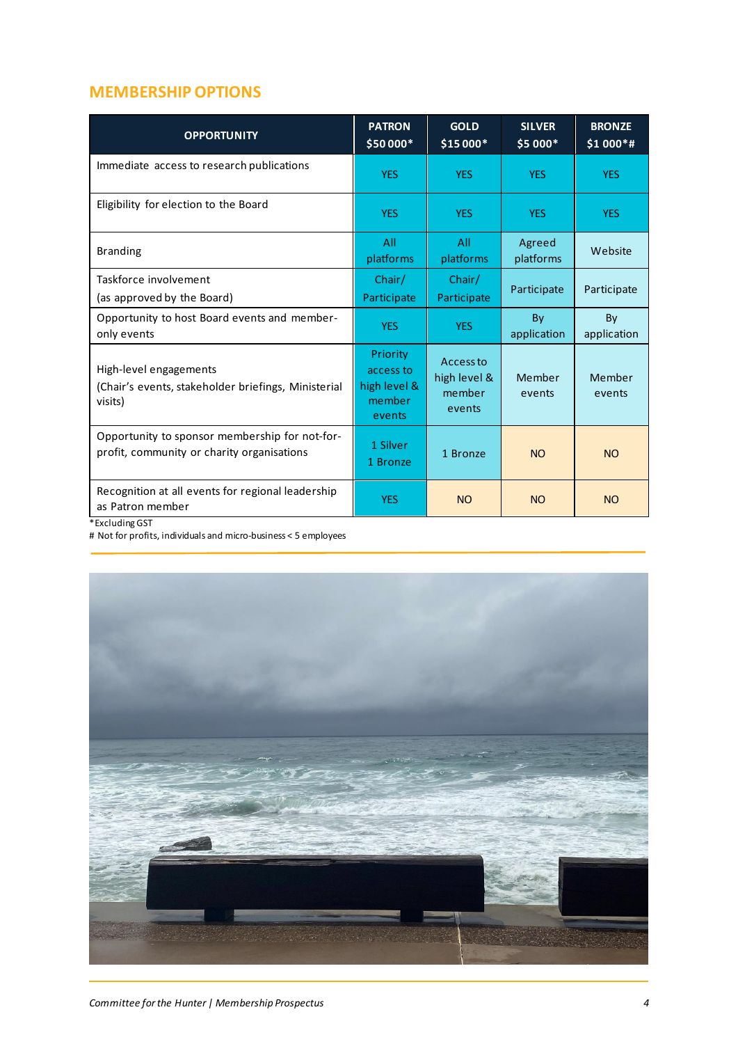## MEMBERSHIP OPTIONS

| OPPORTUNITY | PATRON $50 000* | GOLD $15 000* | SILVER $5 000* | BRONZE $1 000*# |
|---|---|---|---|---|
| Immediate access to research publications | YES | YES | YES | YES |
| Eligibility for election to the Board | YES | YES | YES | YES |
| Branding | All platforms | All platforms | Agreed platforms | Website |
| Taskforce involvement (as approved by the Board) | Chair/ Participate | Chair/ Participate | Participate | Participate |
| Opportunity to host Board events and member-only events | YES | YES | By application | By application |
| High-level engagements (Chair's events, stakeholder briefings, Ministerial visits) | Priority access to high level & member events | Access to high level & member events | Member events | Member events |
| Opportunity to sponsor membership for not-for-profit, community or charity organisations | 1 Silver 1 Bronze | 1 Bronze | NO | NO |
| Recognition at all events for regional leadership as Patron member | YES | NO | NO | NO |

*Excluding GST

# Not for profits, individuals and micro-business < 5 employees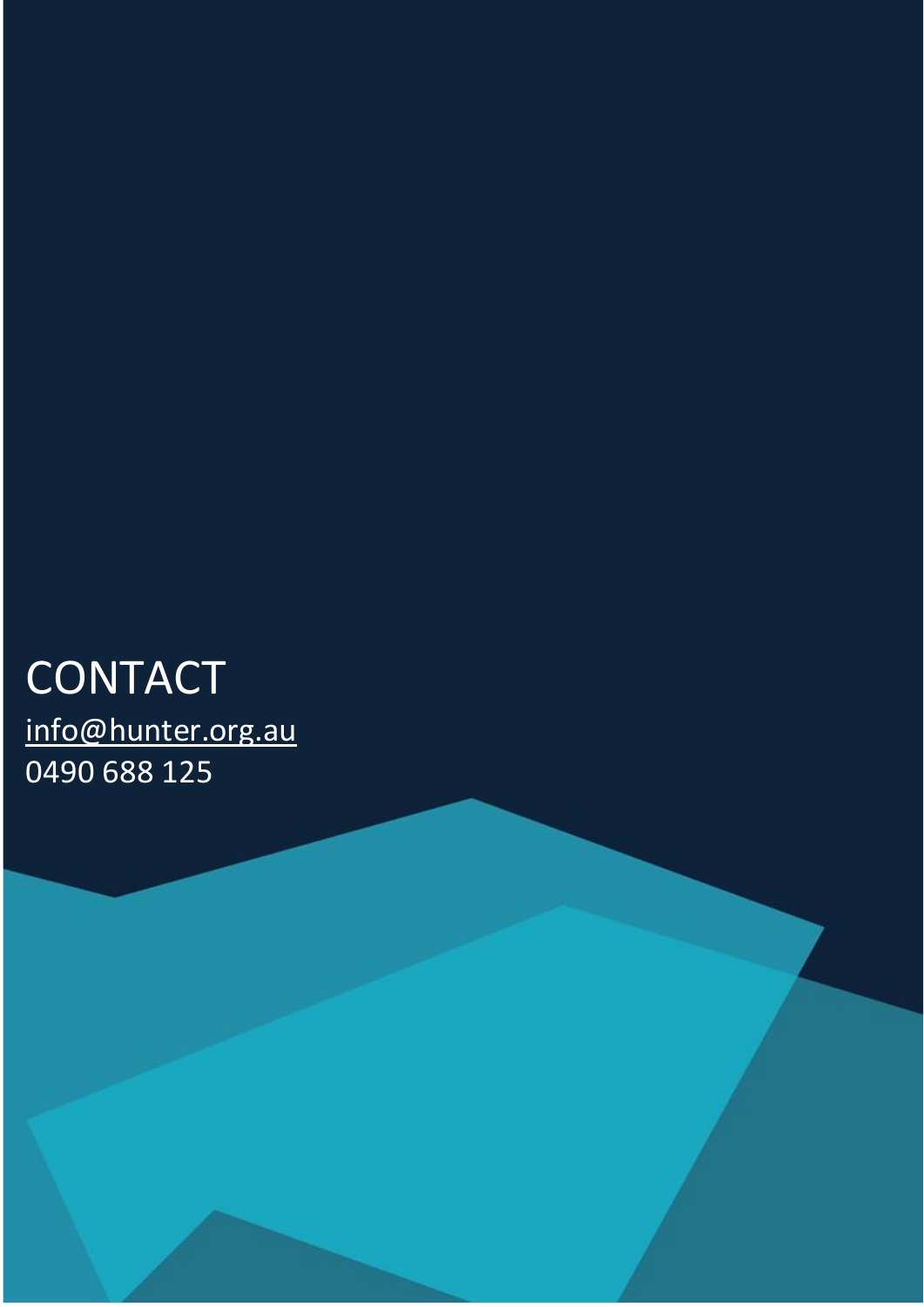# CONTACT

info@hunter.org.au
0490 688 125